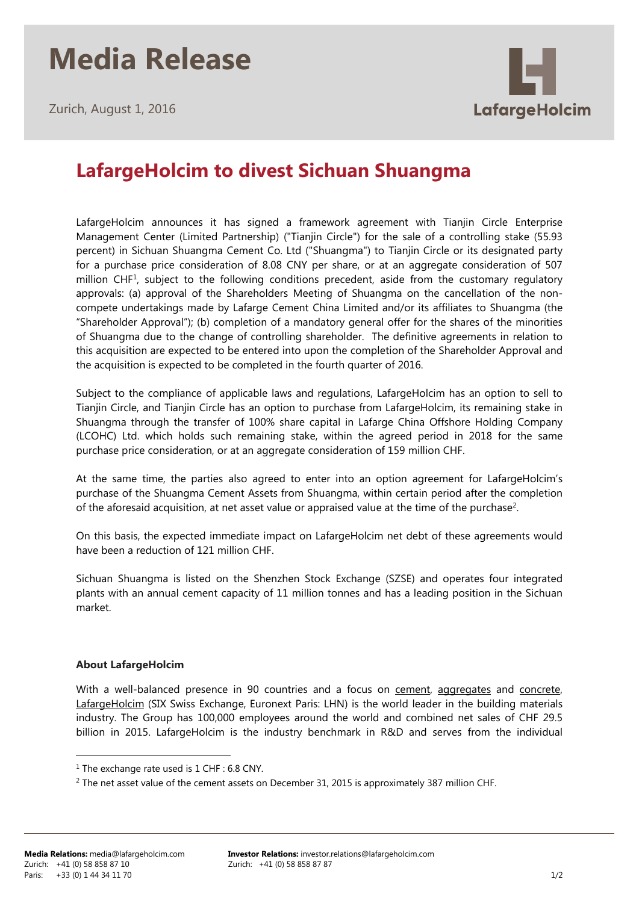# Media Release

Zurich, August 1, 2016

LafargeHolcim

## LafargeHolcim to divest Sichuan Shuangma

LafargeHolcim announces it has signed a framework agreement with Tianjin Circle Enterprise Management Center (Limited Partnership) ("Tianjin Circle") for the sale of a controlling stake (55.93 percent) in Sichuan Shuangma Cement Co. Ltd ("Shuangma") to Tianjin Circle or its designated party for a purchase price consideration of 8.08 CNY per share, or at an aggregate consideration of 507 million CHF[1], subject to the following conditions precedent, aside from the customary regulatory approvals: (a) approval of the Shareholders Meeting of Shuangma on the cancellation of the non-compete undertakings made by Lafarge Cement China Limited and/or its affiliates to Shuangma (the "Shareholder Approval"); (b) completion of a mandatory general offer for the shares of the minorities of Shuangma due to the change of controlling shareholder. The definitive agreements in relation to this acquisition are expected to be entered into upon the completion of the Shareholder Approval and the acquisition is expected to be completed in the fourth quarter of 2016.

Subject to the compliance of applicable laws and regulations, LafargeHolcim has an option to sell to Tianjin Circle, and Tianjin Circle has an option to purchase from LafargeHolcim, its remaining stake in Shuangma through the transfer of 100% share capital in Lafarge China Offshore Holding Company (LCOHC) Ltd. which holds such remaining stake, within the agreed period in 2018 for the same purchase price consideration, or at an aggregate consideration of 159 million CHF.

At the same time, the parties also agreed to enter into an option agreement for LafargeHolcim's purchase of the Shuangma Cement Assets from Shuangma, within certain period after the completion of the aforesaid acquisition, at net asset value or appraised value at the time of the purchase[2].

On this basis, the expected immediate impact on LafargeHolcim net debt of these agreements would have been a reduction of 121 million CHF.

Sichuan Shuangma is listed on the Shenzhen Stock Exchange (SZSE) and operates four integrated plants with an annual cement capacity of 11 million tonnes and has a leading position in the Sichuan market.

**About LafargeHolcim**

With a well-balanced presence in 90 countries and a focus on cement, aggregates and concrete, LafargeHolcim (SIX Swiss Exchange, Euronext Paris: LHN) is the world leader in the building materials industry. The Group has 100,000 employees around the world and combined net sales of CHF 29.5 billion in 2015. LafargeHolcim is the industry benchmark in R&D and serves from the individual

[1] The exchange rate used is 1 CHF : 6.8 CNY.

[2] The net asset value of the cement assets on December 31, 2015 is approximately 387 million CHF.

**Media Relations:** media@lafargeholcim.com
Zurich: +41 (0) 58 858 87 10
Paris: +33 (0) 1 44 34 11 70

**Investor Relations:** investor.relations@lafargeholcim.com
Zurich: +41 (0) 58 858 87 87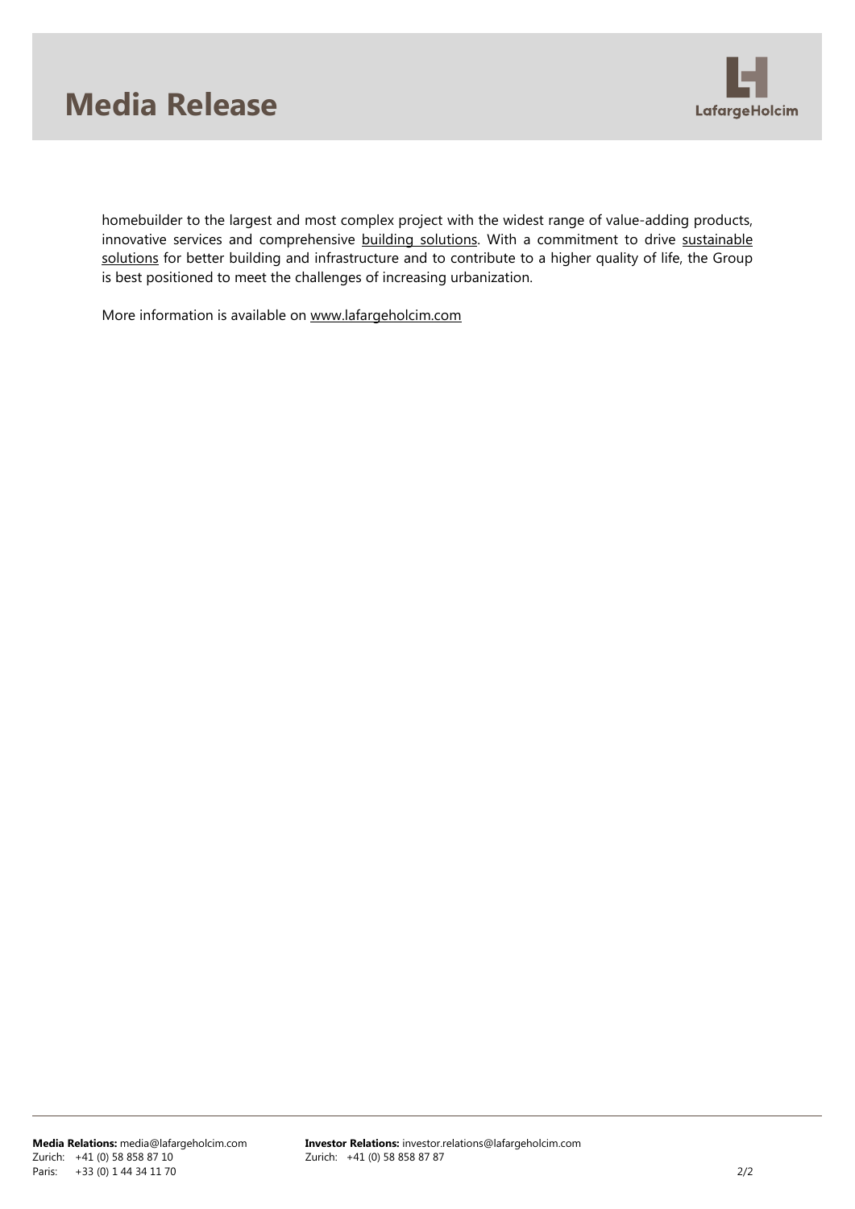homebuilder to the largest and most complex project with the widest range of value-adding products, innovative services and comprehensive building solutions. With a commitment to drive sustainable solutions for better building and infrastructure and to contribute to a higher quality of life, the Group is best positioned to meet the challenges of increasing urbanization.

More information is available on www.lafargeholcim.com

**Media Relations:** media@lafargeholcim.com
Zurich: +41 (0) 58 858 87 10
Paris: +33 (0) 1 44 34 11 70

**Investor Relations:** investor.relations@lafargeholcim.com
Zurich: +41 (0) 58 858 87 87